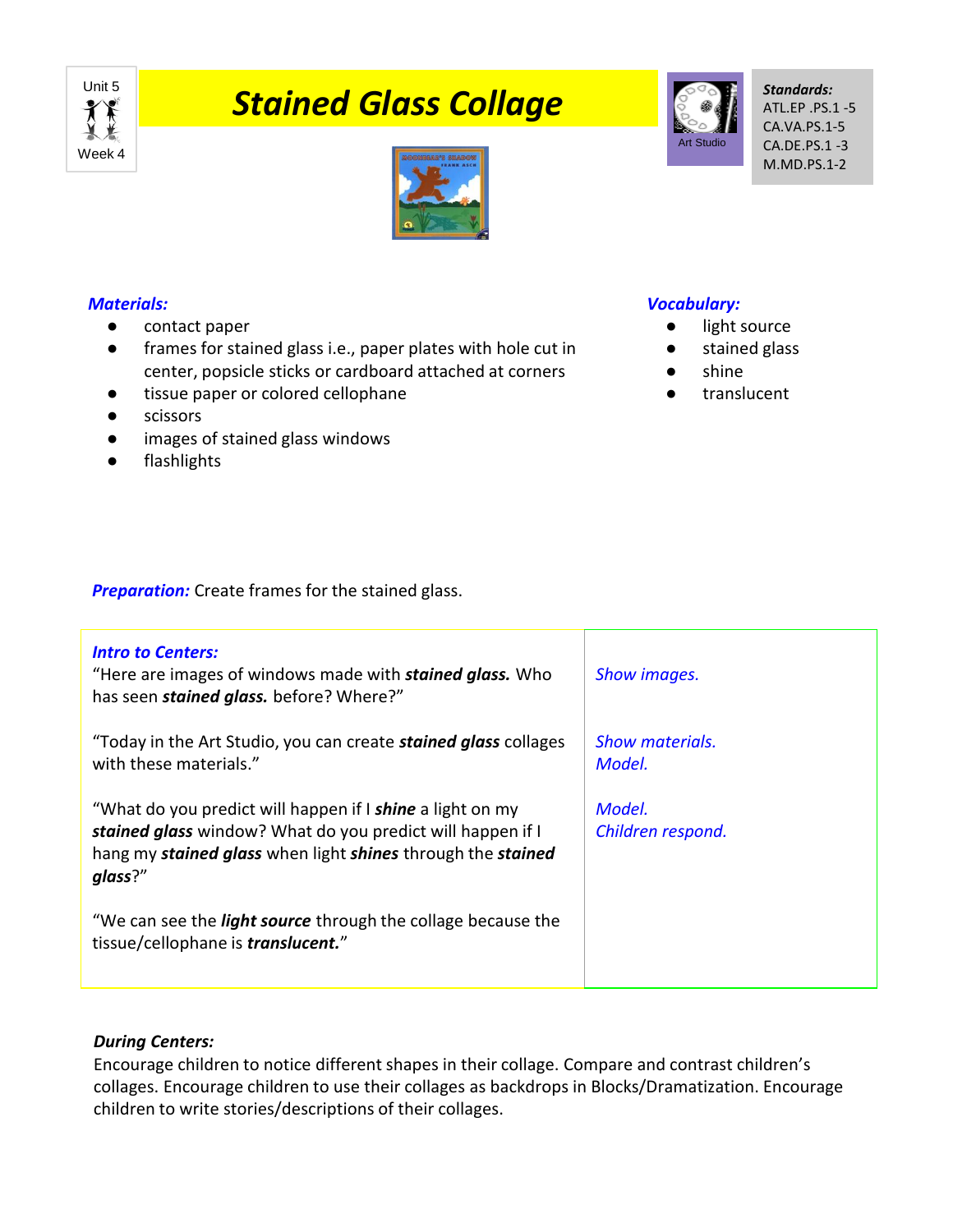Unit 5
Week 4

# Stained Glass Collage

Art Studio

***Standards:***
ATL.EP .PS.1 -5
CA.VA.PS.1-5
CA.DE.PS.1 -3
M.MD.PS.1-2

***Materials:***

- contact paper
- frames for stained glass i.e., paper plates with hole cut in center, popsicle sticks or cardboard attached at corners
- tissue paper or colored cellophane
- scissors
- images of stained glass windows
- flashlights

***Vocabulary:***

- light source
- stained glass
- shine
- translucent

***Preparation:*** Create frames for the stained glass.

| ***Intro to Centers:*** | |
|---|---|
| "Here are images of windows made with ***stained glass.*** Who has seen ***stained glass.*** before? Where?" | *Show images.* |
| "Today in the Art Studio, you can create ***stained glass*** collages with these materials." | *Show materials.* *Model.* |
| "What do you predict will happen if I ***shine*** a light on my ***stained glass*** window? What do you predict will happen if I hang my ***stained glass*** when light ***shines*** through the ***stained glass***?" | *Model.* *Children respond.* |
| "We can see the ***light source*** through the collage because the tissue/cellophane is ***translucent.***" | |

***During Centers:***
Encourage children to notice different shapes in their collage. Compare and contrast children's collages. Encourage children to use their collages as backdrops in Blocks/Dramatization. Encourage children to write stories/descriptions of their collages.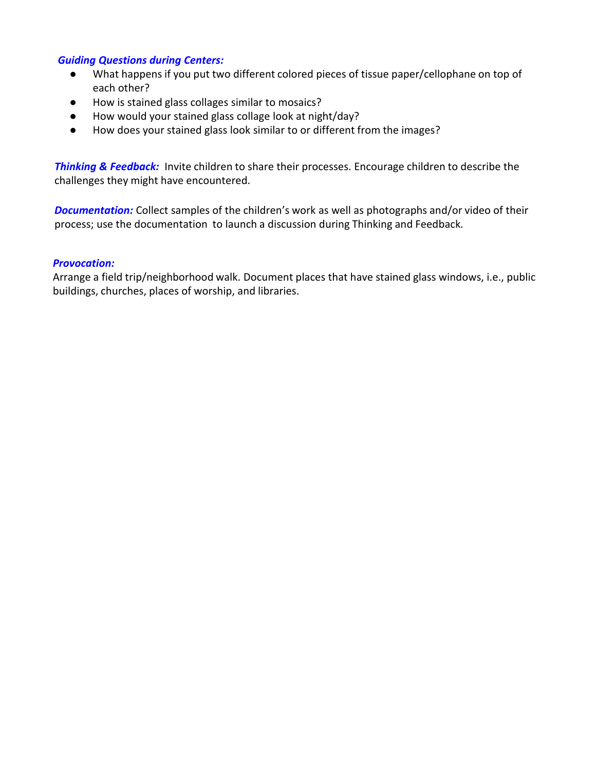***Guiding Questions during Centers:***

- What happens if you put two different colored pieces of tissue paper/cellophane on top of each other?
- How is stained glass collages similar to mosaics?
- How would your stained glass collage look at night/day?
- How does your stained glass look similar to or different from the images?

***Thinking & Feedback:*** Invite children to share their processes. Encourage children to describe the challenges they might have encountered.

***Documentation:*** Collect samples of the children's work as well as photographs and/or video of their process; use the documentation to launch a discussion during Thinking and Feedback.

***Provocation:***

Arrange a field trip/neighborhood walk. Document places that have stained glass windows, i.e., public buildings, churches, places of worship, and libraries.